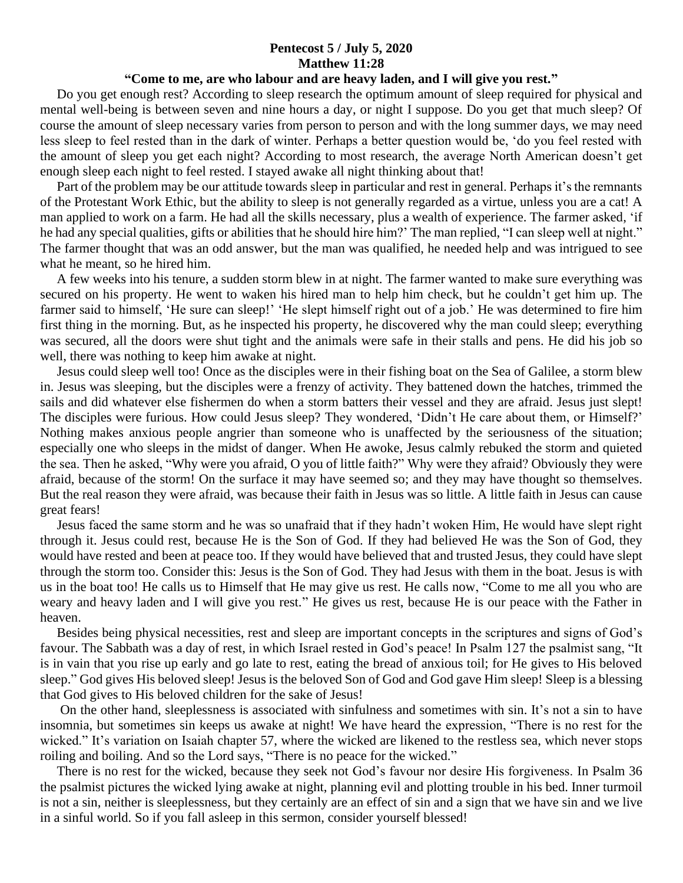**Pentecost 5 / July 5, 2020**
**Matthew 11:28**
**"Come to me, are who labour and are heavy laden, and I will give you rest."**

Do you get enough rest? According to sleep research the optimum amount of sleep required for physical and mental well-being is between seven and nine hours a day, or night I suppose. Do you get that much sleep? Of course the amount of sleep necessary varies from person to person and with the long summer days, we may need less sleep to feel rested than in the dark of winter. Perhaps a better question would be, 'do you feel rested with the amount of sleep you get each night? According to most research, the average North American doesn't get enough sleep each night to feel rested. I stayed awake all night thinking about that!

Part of the problem may be our attitude towards sleep in particular and rest in general. Perhaps it's the remnants of the Protestant Work Ethic, but the ability to sleep is not generally regarded as a virtue, unless you are a cat! A man applied to work on a farm. He had all the skills necessary, plus a wealth of experience. The farmer asked, 'if he had any special qualities, gifts or abilities that he should hire him?' The man replied, "I can sleep well at night." The farmer thought that was an odd answer, but the man was qualified, he needed help and was intrigued to see what he meant, so he hired him.

A few weeks into his tenure, a sudden storm blew in at night. The farmer wanted to make sure everything was secured on his property. He went to waken his hired man to help him check, but he couldn't get him up. The farmer said to himself, 'He sure can sleep!' 'He slept himself right out of a job.' He was determined to fire him first thing in the morning. But, as he inspected his property, he discovered why the man could sleep; everything was secured, all the doors were shut tight and the animals were safe in their stalls and pens. He did his job so well, there was nothing to keep him awake at night.

Jesus could sleep well too! Once as the disciples were in their fishing boat on the Sea of Galilee, a storm blew in. Jesus was sleeping, but the disciples were a frenzy of activity. They battened down the hatches, trimmed the sails and did whatever else fishermen do when a storm batters their vessel and they are afraid. Jesus just slept! The disciples were furious. How could Jesus sleep? They wondered, 'Didn't He care about them, or Himself?' Nothing makes anxious people angrier than someone who is unaffected by the seriousness of the situation; especially one who sleeps in the midst of danger. When He awoke, Jesus calmly rebuked the storm and quieted the sea. Then he asked, "Why were you afraid, O you of little faith?" Why were they afraid? Obviously they were afraid, because of the storm! On the surface it may have seemed so; and they may have thought so themselves. But the real reason they were afraid, was because their faith in Jesus was so little. A little faith in Jesus can cause great fears!

Jesus faced the same storm and he was so unafraid that if they hadn't woken Him, He would have slept right through it. Jesus could rest, because He is the Son of God. If they had believed He was the Son of God, they would have rested and been at peace too. If they would have believed that and trusted Jesus, they could have slept through the storm too. Consider this: Jesus is the Son of God. They had Jesus with them in the boat. Jesus is with us in the boat too! He calls us to Himself that He may give us rest. He calls now, "Come to me all you who are weary and heavy laden and I will give you rest." He gives us rest, because He is our peace with the Father in heaven.

Besides being physical necessities, rest and sleep are important concepts in the scriptures and signs of God's favour. The Sabbath was a day of rest, in which Israel rested in God's peace! In Psalm 127 the psalmist sang, "It is in vain that you rise up early and go late to rest, eating the bread of anxious toil; for He gives to His beloved sleep." God gives His beloved sleep! Jesus is the beloved Son of God and God gave Him sleep! Sleep is a blessing that God gives to His beloved children for the sake of Jesus!

On the other hand, sleeplessness is associated with sinfulness and sometimes with sin. It's not a sin to have insomnia, but sometimes sin keeps us awake at night! We have heard the expression, "There is no rest for the wicked." It's variation on Isaiah chapter 57, where the wicked are likened to the restless sea, which never stops roiling and boiling. And so the Lord says, "There is no peace for the wicked."

There is no rest for the wicked, because they seek not God's favour nor desire His forgiveness. In Psalm 36 the psalmist pictures the wicked lying awake at night, planning evil and plotting trouble in his bed. Inner turmoil is not a sin, neither is sleeplessness, but they certainly are an effect of sin and a sign that we have sin and we live in a sinful world. So if you fall asleep in this sermon, consider yourself blessed!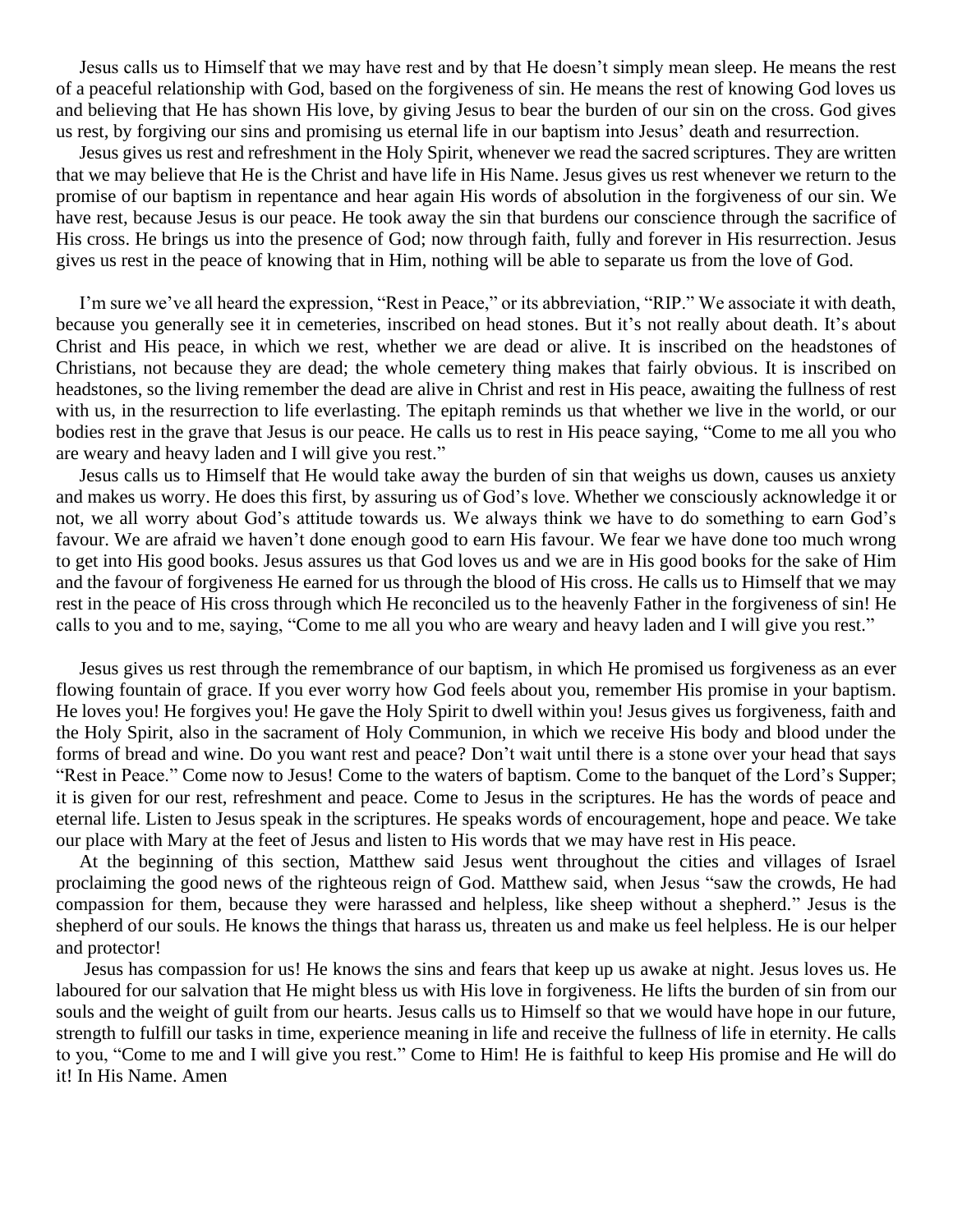Jesus calls us to Himself that we may have rest and by that He doesn't simply mean sleep. He means the rest of a peaceful relationship with God, based on the forgiveness of sin. He means the rest of knowing God loves us and believing that He has shown His love, by giving Jesus to bear the burden of our sin on the cross. God gives us rest, by forgiving our sins and promising us eternal life in our baptism into Jesus' death and resurrection.

Jesus gives us rest and refreshment in the Holy Spirit, whenever we read the sacred scriptures. They are written that we may believe that He is the Christ and have life in His Name. Jesus gives us rest whenever we return to the promise of our baptism in repentance and hear again His words of absolution in the forgiveness of our sin. We have rest, because Jesus is our peace. He took away the sin that burdens our conscience through the sacrifice of His cross. He brings us into the presence of God; now through faith, fully and forever in His resurrection. Jesus gives us rest in the peace of knowing that in Him, nothing will be able to separate us from the love of God.

I'm sure we've all heard the expression, "Rest in Peace," or its abbreviation, "RIP." We associate it with death, because you generally see it in cemeteries, inscribed on head stones. But it's not really about death. It's about Christ and His peace, in which we rest, whether we are dead or alive. It is inscribed on the headstones of Christians, not because they are dead; the whole cemetery thing makes that fairly obvious. It is inscribed on headstones, so the living remember the dead are alive in Christ and rest in His peace, awaiting the fullness of rest with us, in the resurrection to life everlasting. The epitaph reminds us that whether we live in the world, or our bodies rest in the grave that Jesus is our peace. He calls us to rest in His peace saying, "Come to me all you who are weary and heavy laden and I will give you rest."

Jesus calls us to Himself that He would take away the burden of sin that weighs us down, causes us anxiety and makes us worry. He does this first, by assuring us of God's love. Whether we consciously acknowledge it or not, we all worry about God's attitude towards us. We always think we have to do something to earn God's favour. We are afraid we haven't done enough good to earn His favour. We fear we have done too much wrong to get into His good books. Jesus assures us that God loves us and we are in His good books for the sake of Him and the favour of forgiveness He earned for us through the blood of His cross. He calls us to Himself that we may rest in the peace of His cross through which He reconciled us to the heavenly Father in the forgiveness of sin! He calls to you and to me, saying, "Come to me all you who are weary and heavy laden and I will give you rest."

Jesus gives us rest through the remembrance of our baptism, in which He promised us forgiveness as an ever flowing fountain of grace. If you ever worry how God feels about you, remember His promise in your baptism. He loves you! He forgives you! He gave the Holy Spirit to dwell within you! Jesus gives us forgiveness, faith and the Holy Spirit, also in the sacrament of Holy Communion, in which we receive His body and blood under the forms of bread and wine. Do you want rest and peace? Don't wait until there is a stone over your head that says "Rest in Peace." Come now to Jesus! Come to the waters of baptism. Come to the banquet of the Lord's Supper; it is given for our rest, refreshment and peace. Come to Jesus in the scriptures. He has the words of peace and eternal life. Listen to Jesus speak in the scriptures. He speaks words of encouragement, hope and peace. We take our place with Mary at the feet of Jesus and listen to His words that we may have rest in His peace.

At the beginning of this section, Matthew said Jesus went throughout the cities and villages of Israel proclaiming the good news of the righteous reign of God. Matthew said, when Jesus "saw the crowds, He had compassion for them, because they were harassed and helpless, like sheep without a shepherd." Jesus is the shepherd of our souls. He knows the things that harass us, threaten us and make us feel helpless. He is our helper and protector!

Jesus has compassion for us! He knows the sins and fears that keep up us awake at night. Jesus loves us. He laboured for our salvation that He might bless us with His love in forgiveness. He lifts the burden of sin from our souls and the weight of guilt from our hearts. Jesus calls us to Himself so that we would have hope in our future, strength to fulfill our tasks in time, experience meaning in life and receive the fullness of life in eternity. He calls to you, "Come to me and I will give you rest." Come to Him! He is faithful to keep His promise and He will do it! In His Name. Amen